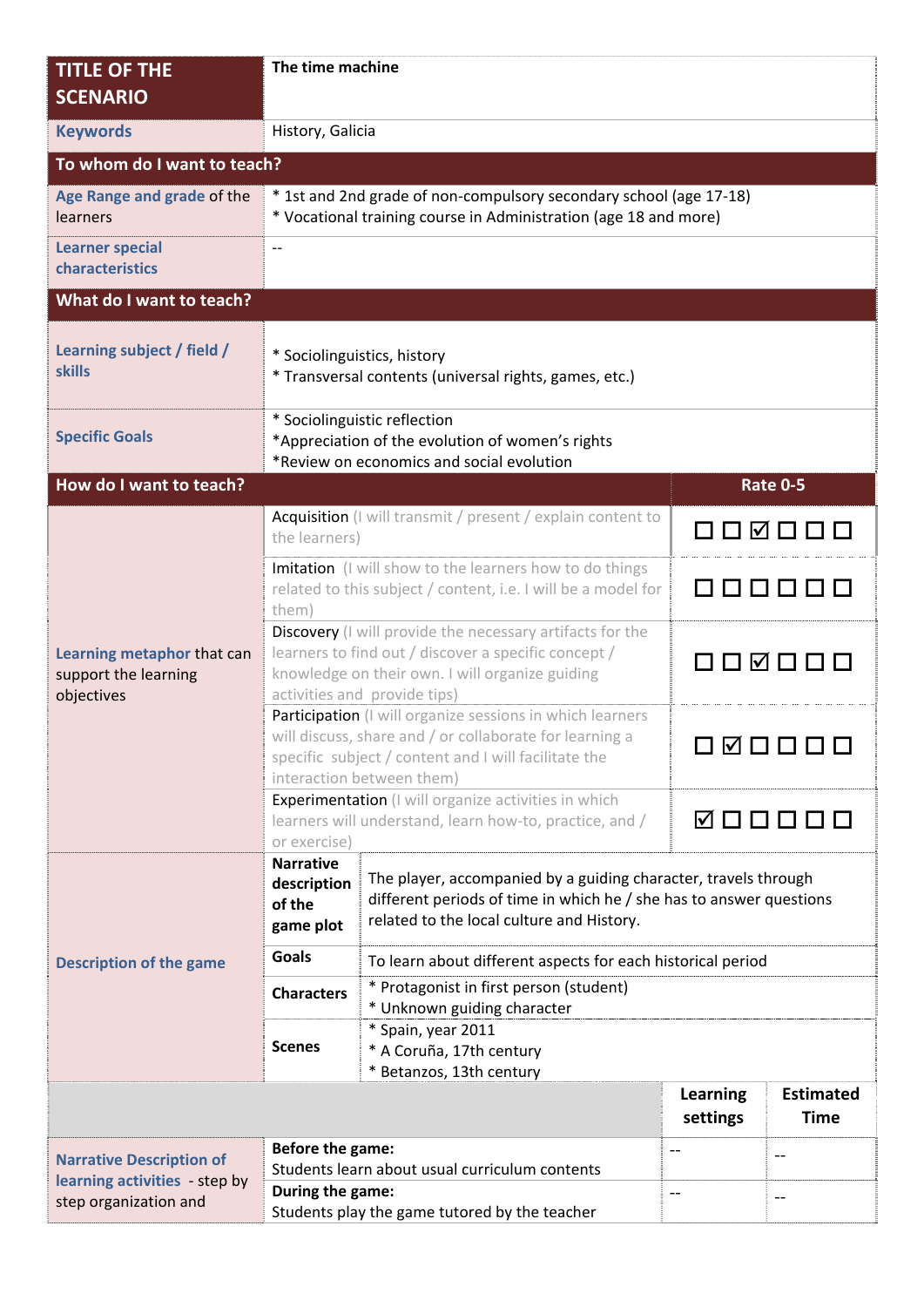| TITLE OF THE SCENARIO | The time machine | | |
|---|---|---|---|
| Keywords | History, Galicia | | |
| **To whom do I want to teach?** | | | |
| Age Range and grade of the learners | * 1st and 2nd grade of non-compulsory secondary school (age 17-18)<br>* Vocational training course in Administration (age 18 and more) | | |
| Learner special characteristics | -- | | |
| **What do I want to teach?** | | | |
| Learning subject / field / skills | * Sociolinguistics, history<br>* Transversal contents (universal rights, games, etc.) | | |
| Specific Goals | * Sociolinguistic reflection<br>*Appreciation of the evolution of women's rights<br>*Review on economics and social evolution | | |
| **How do I want to teach?** | | **Rate 0-5** | |
| Learning metaphor that can support the learning objectives | Acquisition (I will transmit / present / explain content to the learners) | ☐ ☐ ☑ ☐ ☐ ☐ | |
| | Imitation (I will show to the learners how to do things related to this subject / content, i.e. I will be a model for them) | ☐ ☐ ☐ ☐ ☐ ☐ | |
| | Discovery (I will provide the necessary artifacts for the learners to find out / discover a specific concept / knowledge on their own. I will organize guiding activities and provide tips) | ☐ ☐ ☑ ☐ ☐ ☐ | |
| | Participation (I will organize sessions in which learners will discuss, share and / or collaborate for learning a specific subject / content and I will facilitate the interaction between them) | ☐ ☑ ☐ ☐ ☐ ☐ | |
| | Experimentation (I will organize activities in which learners will understand, learn how-to, practice, and / or exercise) | ☑ ☐ ☐ ☐ ☐ ☐ | |
| Description of the game | **Narrative description of the game plot** | The player, accompanied by a guiding character, travels through different periods of time in which he / she has to answer questions related to the local culture and History. | |
| | **Goals** | To learn about different aspects for each historical period | |
| | **Characters** | * Protagonist in first person (student)<br>* Unknown guiding character | |
| | **Scenes** | * Spain, year 2011<br>* A Coruña, 17th century<br>* Betanzos, 13th century | |
| | | **Learning settings** | **Estimated Time** |
| Narrative Description of learning activities - step by step organization and | **Before the game:**<br>Students learn about usual curriculum contents | -- | -- |
| | **During the game:**<br>Students play the game tutored by the teacher | -- | -- |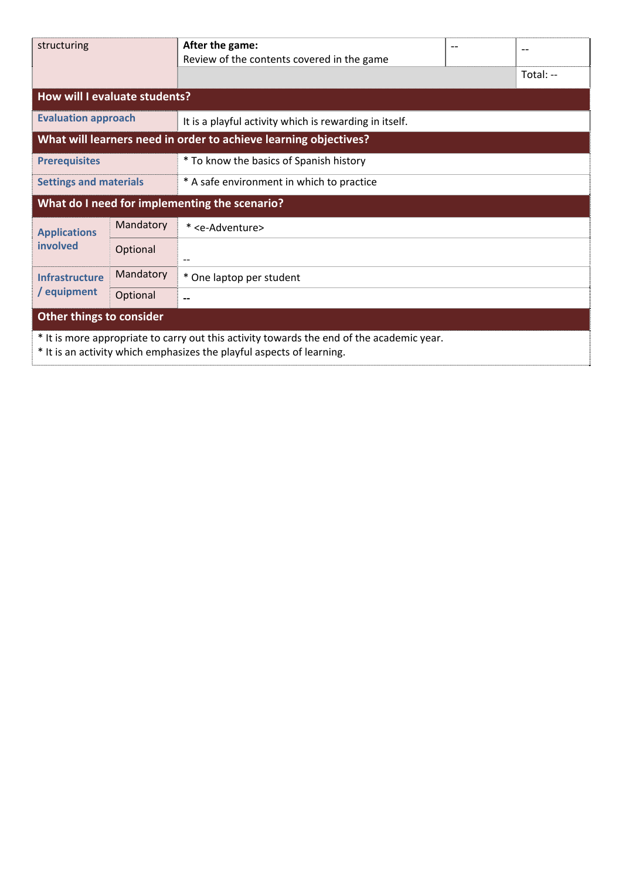| | | | |
|---|---|---|---|
| structuring | **After the game:**<br>Review of the contents covered in the game | -- | -- |
| | | | Total: -- |

## How will I evaluate students?

| | |
|---|---|
| **Evaluation approach** | It is a playful activity which is rewarding in itself. |

## What will learners need in order to achieve learning objectives?

| | |
|---|---|
| **Prerequisites** | * To know the basics of Spanish history |
| **Settings and materials** | * A safe environment in which to practice |

## What do I need for implementing the scenario?

| | | |
|---|---|---|
| **Applications involved** | Mandatory | * <e-Adventure> |
| | Optional | -- |
| **Infrastructure / equipment** | Mandatory | * One laptop per student |
| | Optional | -- |

## Other things to consider

* It is more appropriate to carry out this activity towards the end of the academic year.
* It is an activity which emphasizes the playful aspects of learning.